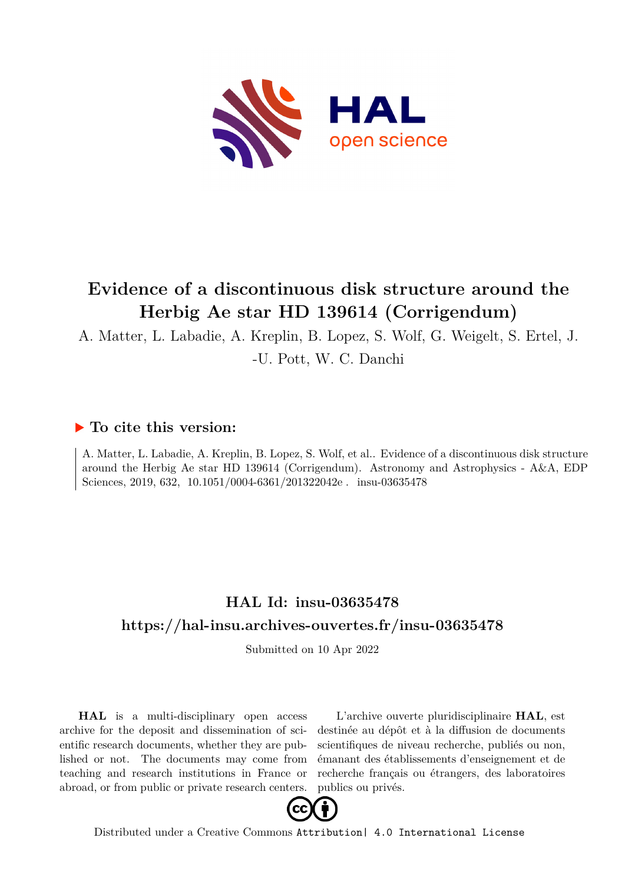# Evidence of a discontinuous disk structure around the Herbig Ae star HD 139614 (Corrigendum)

A. Matter, L. Labadie, A. Kreplin, B. Lopez, S. Wolf, G. Weigelt, S. Ertel, J. -U. Pott, W. C. Danchi

## ▶ To cite this version:

A. Matter, L. Labadie, A. Kreplin, B. Lopez, S. Wolf, et al.. Evidence of a discontinuous disk structure around the Herbig Ae star HD 139614 (Corrigendum). Astronomy and Astrophysics - A&A, EDP Sciences, 2019, 632, 10.1051/0004-6361/201322042e . insu-03635478

## HAL Id: insu-03635478

## https://hal-insu.archives-ouvertes.fr/insu-03635478

Submitted on 10 Apr 2022

**HAL** is a multi-disciplinary open access archive for the deposit and dissemination of scientific research documents, whether they are published or not. The documents may come from teaching and research institutions in France or abroad, or from public or private research centers.

L'archive ouverte pluridisciplinaire **HAL**, est destinée au dépôt et à la diffusion de documents scientifiques de niveau recherche, publiés ou non, émanant des établissements d'enseignement et de recherche français ou étrangers, des laboratoires publics ou privés.

Distributed under a Creative Commons Attribution| 4.0 International License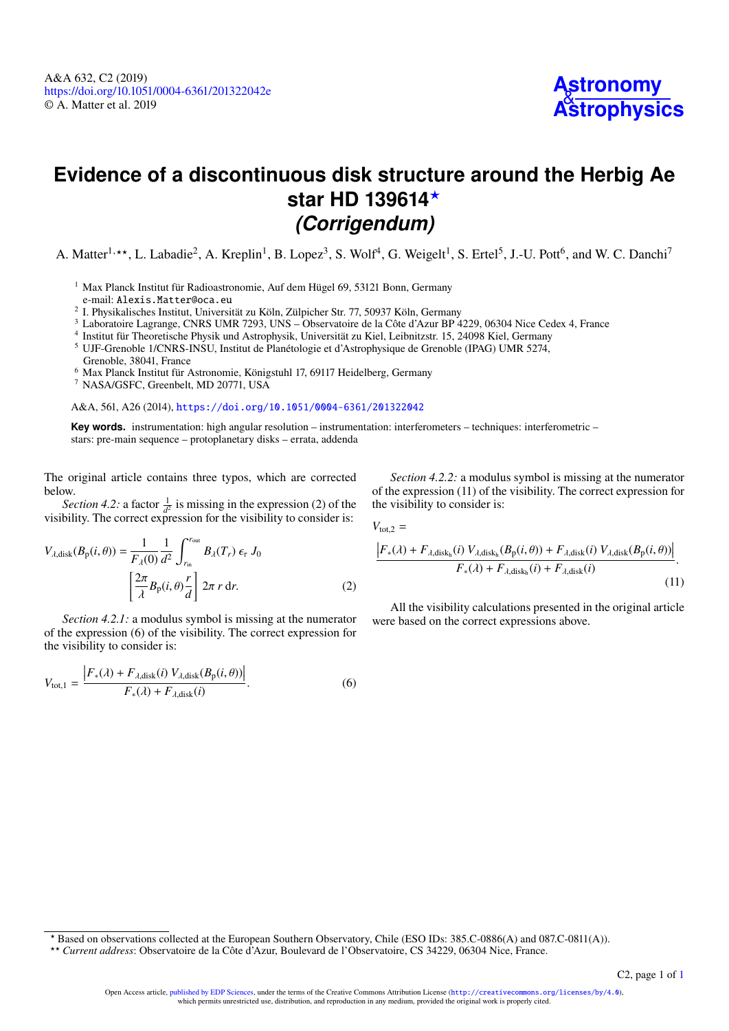# Evidence of a discontinuous disk structure around the Herbig Ae star HD 139614[⋆]

## *(Corrigendum)*

A. Matter[1,⋆⋆], L. Labadie[2], A. Kreplin[1], B. Lopez[3], S. Wolf[4], G. Weigelt[1], S. Ertel[5], J.-U. Pott[6], and W. C. Danchi[7]

[1] Max Planck Institut für Radioastronomie, Auf dem Hügel 69, 53121 Bonn, Germany
e-mail: Alexis.Matter@oca.eu

[2] I. Physikalisches Institut, Universität zu Köln, Zülpicher Str. 77, 50937 Köln, Germany

[3] Laboratoire Lagrange, CNRS UMR 7293, UNS – Observatoire de la Côte d'Azur BP 4229, 06304 Nice Cedex 4, France

[4] Institut für Theoretische Physik und Astrophysik, Universität zu Kiel, Leibnitzstr. 15, 24098 Kiel, Germany

[5] UJF-Grenoble 1/CNRS-INSU, Institut de Planétologie et d'Astrophysique de Grenoble (IPAG) UMR 5274, Grenoble, 38041, France

[6] Max Planck Institut für Astronomie, Königstuhl 17, 69117 Heidelberg, Germany

[7] NASA/GSFC, Greenbelt, MD 20771, USA

A&A, 561, A26 (2014), https://doi.org/10.1051/0004-6361/201322042

**Key words.** instrumentation: high angular resolution – instrumentation: interferometers – techniques: interferometric – stars: pre-main sequence – protoplanetary disks – errata, addenda

The original article contains three typos, which are corrected below.

*Section 4.2:* a factor $\frac{1}{d^2}$ is missing in the expression (2) of the visibility. The correct expression for the visibility to consider is:

$$V_{\lambda,\mathrm{disk}}(B_\mathrm{p}(i,\theta)) = \frac{1}{F_\lambda(0)}\frac{1}{d^2}\int_{r_\mathrm{in}}^{r_\mathrm{out}} B_\lambda(T_r)\,\epsilon_\tau\, J_0\left[\frac{2\pi}{\lambda}B_\mathrm{p}(i,\theta)\frac{r}{d}\right]2\pi\, r\,\mathrm{d}r. \quad (2)$$

*Section 4.2.1:* a modulus symbol is missing at the numerator of the expression (6) of the visibility. The correct expression for the visibility to consider is:

$$V_{\mathrm{tot},1} = \frac{\left|F_*(\lambda) + F_{\lambda,\mathrm{disk}}(i)\,V_{\lambda,\mathrm{disk}}(B_\mathrm{p}(i,\theta))\right|}{F_*(\lambda) + F_{\lambda,\mathrm{disk}}(i)}. \quad (6)$$

*Section 4.2.2:* a modulus symbol is missing at the numerator of the expression (11) of the visibility. The correct expression for the visibility to consider is:

$$V_{\mathrm{tot},2} = \frac{\left|F_*(\lambda) + F_{\lambda,\mathrm{disk_h}}(i)\,V_{\lambda,\mathrm{disk_h}}(B_\mathrm{p}(i,\theta)) + F_{\lambda,\mathrm{disk}}(i)\,V_{\lambda,\mathrm{disk}}(B_\mathrm{p}(i,\theta))\right|}{F_*(\lambda) + F_{\lambda,\mathrm{disk_h}}(i) + F_{\lambda,\mathrm{disk}}(i)}. \quad (11)$$

All the visibility calculations presented in the original article were based on the correct expressions above.

[⋆] Based on observations collected at the European Southern Observatory, Chile (ESO IDs: 385.C-0886(A) and 087.C-0811(A)).

[⋆⋆] *Current address*: Observatoire de la Côte d'Azur, Boulevard de l'Observatoire, CS 34229, 06304 Nice, France.

Open Access article, published by EDP Sciences, under the terms of the Creative Commons Attribution License (http://creativecommons.org/licenses/by/4.0), which permits unrestricted use, distribution, and reproduction in any medium, provided the original work is properly cited.